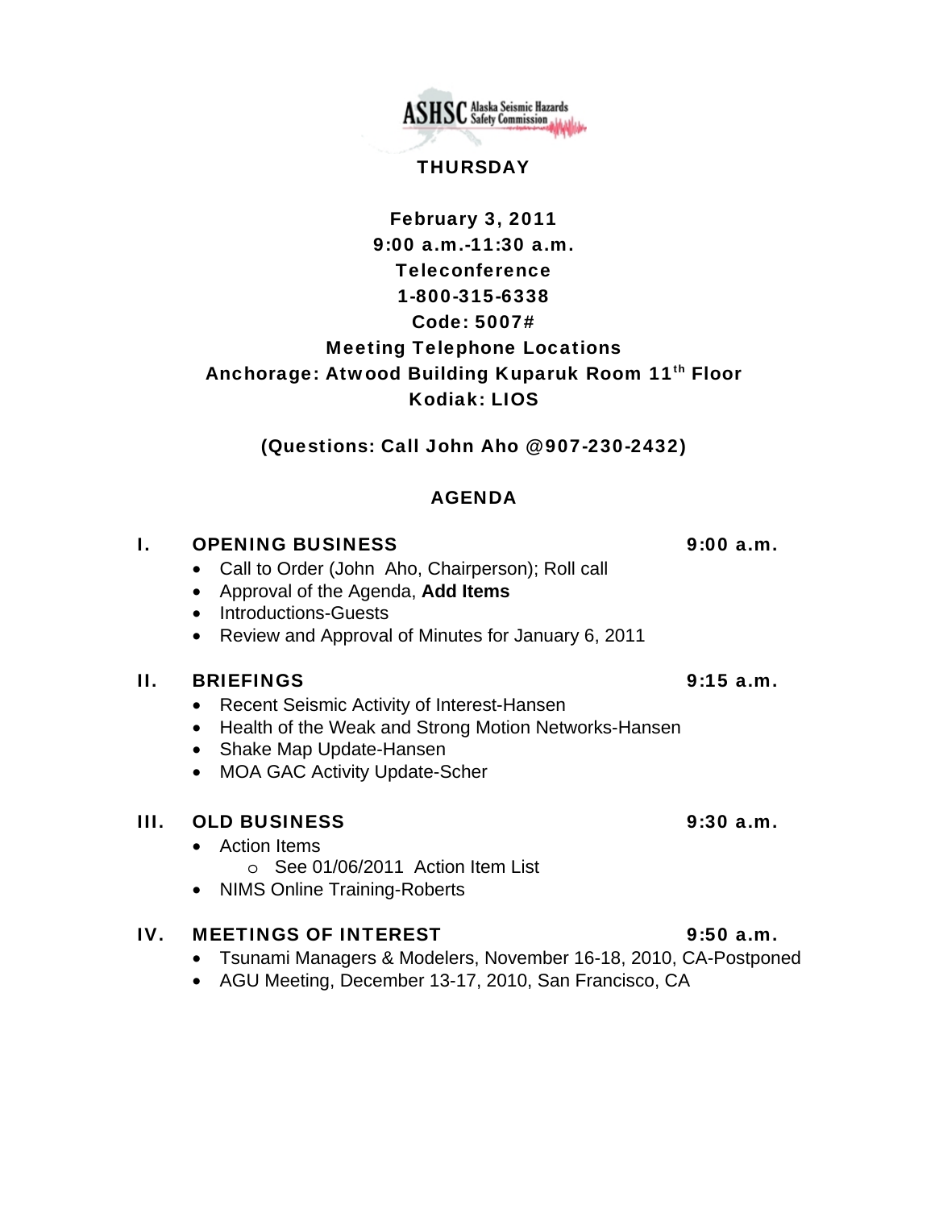ASHSC Alaska Seismic Hazards Safety Commission

**THURSDAY**

**February 3, 2011**
**9:00 a.m.-11:30 a.m.**
**Teleconference**
**1-800-315-6338**
**Code: 5007#**
**Meeting Telephone Locations**
**Anchorage: Atwood Building Kuparuk Room 11th Floor**
**Kodiak: LIOS**

**(Questions: Call John Aho @907-230-2432)**

## AGENDA

### I. OPENING BUSINESS — 9:00 a.m.

- Call to Order (John Aho, Chairperson); Roll call
- Approval of the Agenda, **Add Items**
- Introductions-Guests
- Review and Approval of Minutes for January 6, 2011

### II. BRIEFINGS — 9:15 a.m.

- Recent Seismic Activity of Interest-Hansen
- Health of the Weak and Strong Motion Networks-Hansen
- Shake Map Update-Hansen
- MOA GAC Activity Update-Scher

### III. OLD BUSINESS — 9:30 a.m.

- Action Items
  - See 01/06/2011 Action Item List
- NIMS Online Training-Roberts

### IV. MEETINGS OF INTEREST — 9:50 a.m.

- Tsunami Managers & Modelers, November 16-18, 2010, CA-Postponed
- AGU Meeting, December 13-17, 2010, San Francisco, CA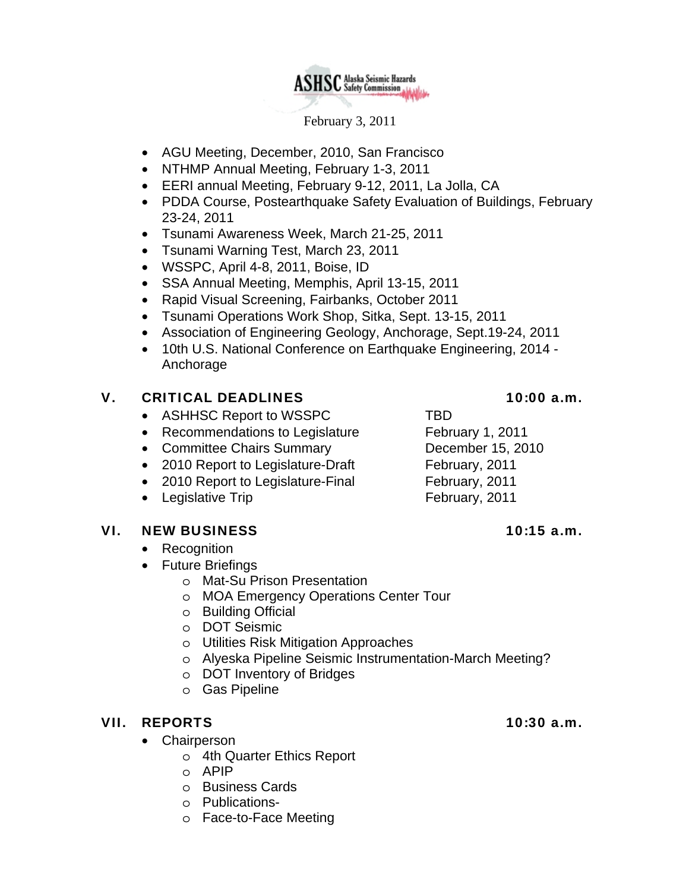- AGU Meeting, December, 2010, San Francisco
- NTHMP Annual Meeting, February 1-3, 2011
- EERI annual Meeting, February 9-12, 2011, La Jolla, CA
- PDDA Course, Postearthquake Safety Evaluation of Buildings, February 23-24, 2011
- Tsunami Awareness Week, March 21-25, 2011
- Tsunami Warning Test, March 23, 2011
- WSSPC, April 4-8, 2011, Boise, ID
- SSA Annual Meeting, Memphis, April 13-15, 2011
- Rapid Visual Screening, Fairbanks, October 2011
- Tsunami Operations Work Shop, Sitka, Sept. 13-15, 2011
- Association of Engineering Geology, Anchorage, Sept.19-24, 2011
- 10th U.S. National Conference on Earthquake Engineering, 2014 - Anchorage

## V. CRITICAL DEADLINES — 10:00 a.m.

| | |
|---|---|
| ASHHSC Report to WSSPC | TBD |
| Recommendations to Legislature | February 1, 2011 |
| Committee Chairs Summary | December 15, 2010 |
| 2010 Report to Legislature-Draft | February, 2011 |
| 2010 Report to Legislature-Final | February, 2011 |
| Legislative Trip | February, 2011 |

## VI. NEW BUSINESS — 10:15 a.m.

- Recognition
- Future Briefings
  - Mat-Su Prison Presentation
  - MOA Emergency Operations Center Tour
  - Building Official
  - DOT Seismic
  - Utilities Risk Mitigation Approaches
  - Alyeska Pipeline Seismic Instrumentation-March Meeting?
  - DOT Inventory of Bridges
  - Gas Pipeline

## VII. REPORTS — 10:30 a.m.

- Chairperson
  - 4th Quarter Ethics Report
  - APIP
  - Business Cards
  - Publications-
  - Face-to-Face Meeting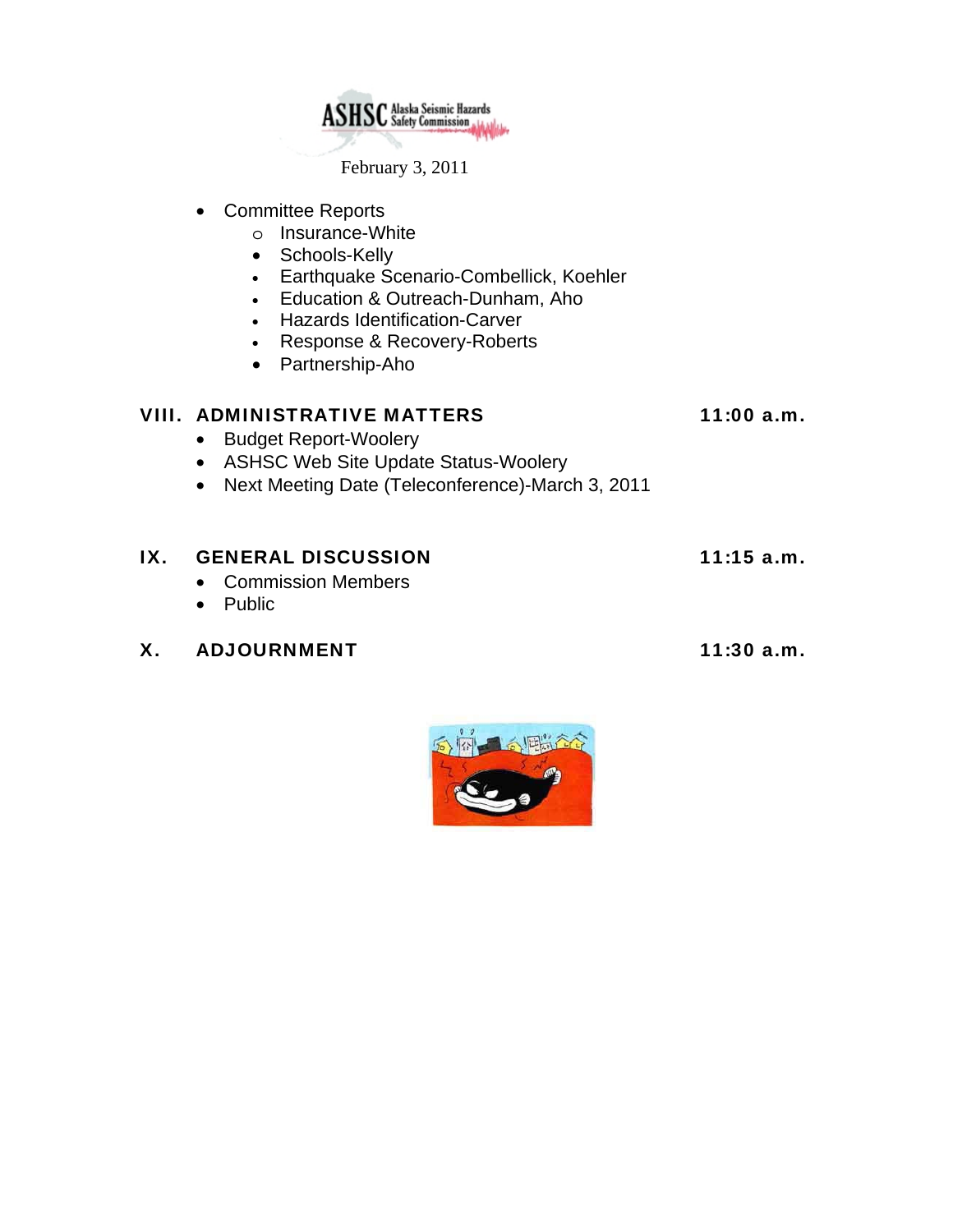ASHSC Alaska Seismic Hazards Safety Commission

February 3, 2011

- Committee Reports
  - Insurance-White
  - Schools-Kelly
  - Earthquake Scenario-Combellick, Koehler
  - Education & Outreach-Dunham, Aho
  - Hazards Identification-Carver
  - Response & Recovery-Roberts
  - Partnership-Aho

## VIII. ADMINISTRATIVE MATTERS — 11:00 a.m.

- Budget Report-Woolery
- ASHSC Web Site Update Status-Woolery
- Next Meeting Date (Teleconference)-March 3, 2011

## IX. GENERAL DISCUSSION — 11:15 a.m.

- Commission Members
- Public

## X. ADJOURNMENT — 11:30 a.m.